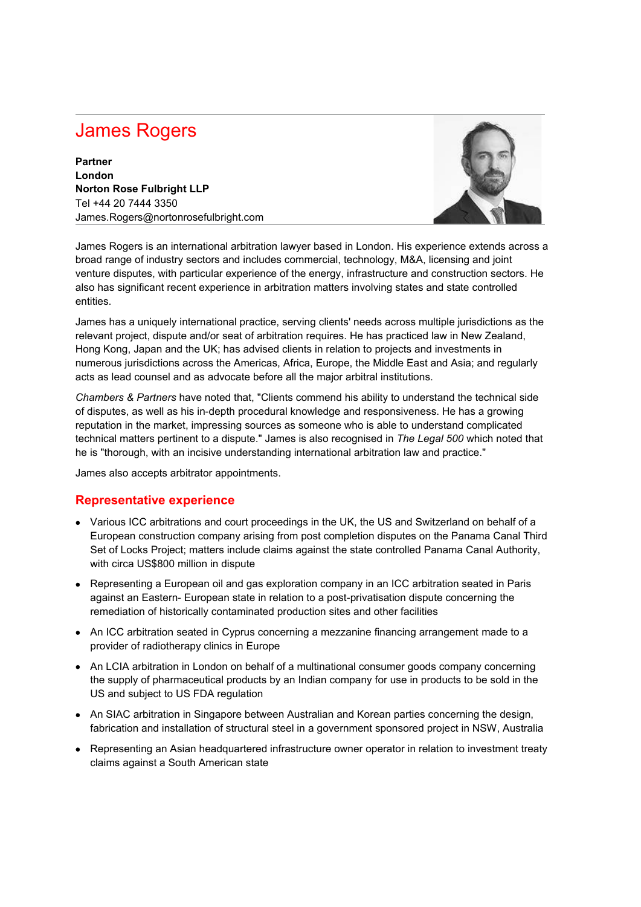# James Rogers

**Partner**
**London**
**Norton Rose Fulbright LLP**
Tel +44 20 7444 3350
James.Rogers@nortonrosefulbright.com

James Rogers is an international arbitration lawyer based in London. His experience extends across a broad range of industry sectors and includes commercial, technology, M&A, licensing and joint venture disputes, with particular experience of the energy, infrastructure and construction sectors. He also has significant recent experience in arbitration matters involving states and state controlled entities.

James has a uniquely international practice, serving clients' needs across multiple jurisdictions as the relevant project, dispute and/or seat of arbitration requires. He has practiced law in New Zealand, Hong Kong, Japan and the UK; has advised clients in relation to projects and investments in numerous jurisdictions across the Americas, Africa, Europe, the Middle East and Asia; and regularly acts as lead counsel and as advocate before all the major arbitral institutions.

*Chambers & Partners* have noted that, "Clients commend his ability to understand the technical side of disputes, as well as his in-depth procedural knowledge and responsiveness. He has a growing reputation in the market, impressing sources as someone who is able to understand complicated technical matters pertinent to a dispute." James is also recognised in *The Legal 500* which noted that he is "thorough, with an incisive understanding international arbitration law and practice."

James also accepts arbitrator appointments.

## Representative experience

- Various ICC arbitrations and court proceedings in the UK, the US and Switzerland on behalf of a European construction company arising from post completion disputes on the Panama Canal Third Set of Locks Project; matters include claims against the state controlled Panama Canal Authority, with circa US$800 million in dispute
- Representing a European oil and gas exploration company in an ICC arbitration seated in Paris against an Eastern- European state in relation to a post-privatisation dispute concerning the remediation of historically contaminated production sites and other facilities
- An ICC arbitration seated in Cyprus concerning a mezzanine financing arrangement made to a provider of radiotherapy clinics in Europe
- An LCIA arbitration in London on behalf of a multinational consumer goods company concerning the supply of pharmaceutical products by an Indian company for use in products to be sold in the US and subject to US FDA regulation
- An SIAC arbitration in Singapore between Australian and Korean parties concerning the design, fabrication and installation of structural steel in a government sponsored project in NSW, Australia
- Representing an Asian headquartered infrastructure owner operator in relation to investment treaty claims against a South American state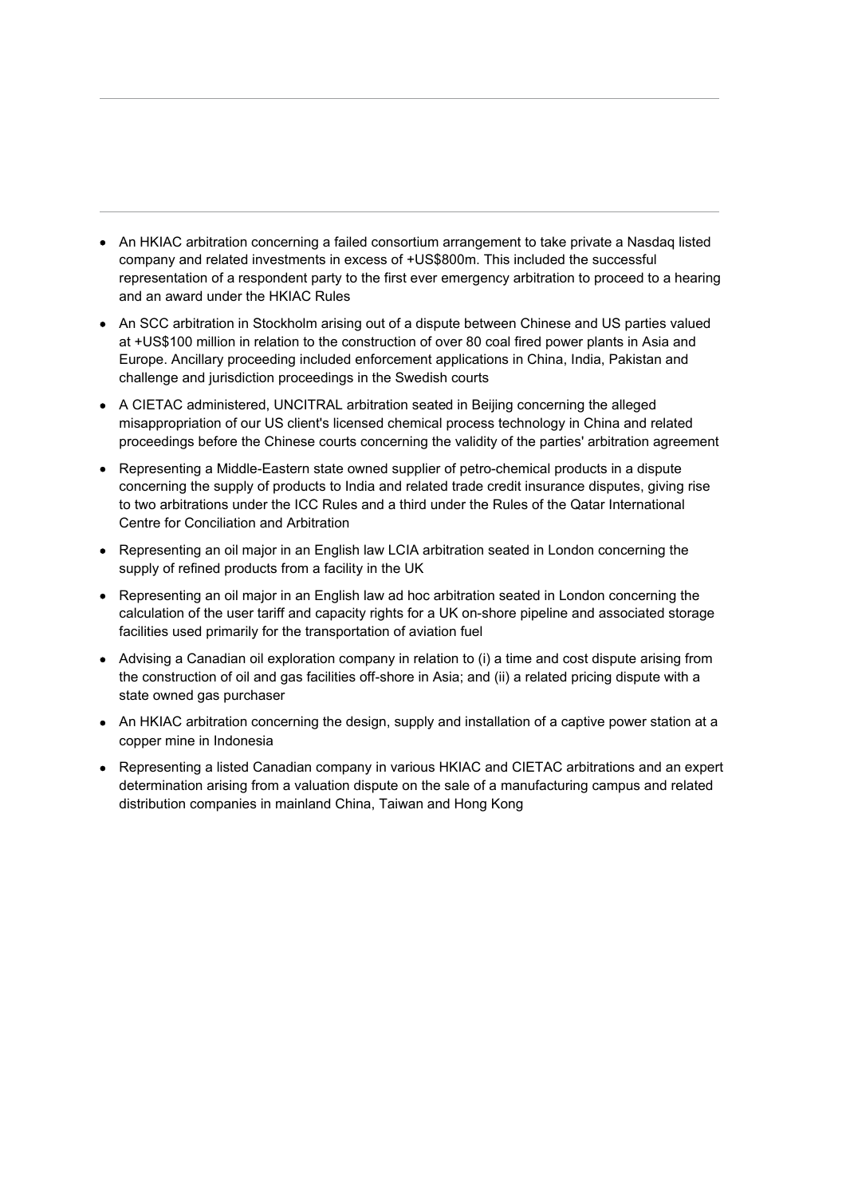- An HKIAC arbitration concerning a failed consortium arrangement to take private a Nasdaq listed company and related investments in excess of +US$800m. This included the successful representation of a respondent party to the first ever emergency arbitration to proceed to a hearing and an award under the HKIAC Rules
- An SCC arbitration in Stockholm arising out of a dispute between Chinese and US parties valued at +US$100 million in relation to the construction of over 80 coal fired power plants in Asia and Europe. Ancillary proceeding included enforcement applications in China, India, Pakistan and challenge and jurisdiction proceedings in the Swedish courts
- A CIETAC administered, UNCITRAL arbitration seated in Beijing concerning the alleged misappropriation of our US client's licensed chemical process technology in China and related proceedings before the Chinese courts concerning the validity of the parties' arbitration agreement
- Representing a Middle-Eastern state owned supplier of petro-chemical products in a dispute concerning the supply of products to India and related trade credit insurance disputes, giving rise to two arbitrations under the ICC Rules and a third under the Rules of the Qatar International Centre for Conciliation and Arbitration
- Representing an oil major in an English law LCIA arbitration seated in London concerning the supply of refined products from a facility in the UK
- Representing an oil major in an English law ad hoc arbitration seated in London concerning the calculation of the user tariff and capacity rights for a UK on-shore pipeline and associated storage facilities used primarily for the transportation of aviation fuel
- Advising a Canadian oil exploration company in relation to (i) a time and cost dispute arising from the construction of oil and gas facilities off-shore in Asia; and (ii) a related pricing dispute with a state owned gas purchaser
- An HKIAC arbitration concerning the design, supply and installation of a captive power station at a copper mine in Indonesia
- Representing a listed Canadian company in various HKIAC and CIETAC arbitrations and an expert determination arising from a valuation dispute on the sale of a manufacturing campus and related distribution companies in mainland China, Taiwan and Hong Kong